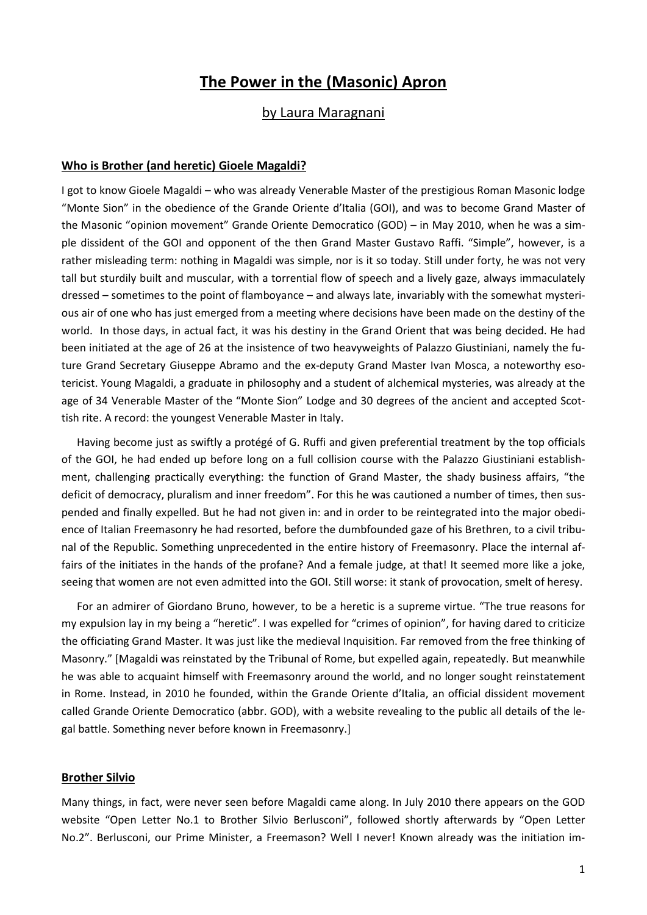# The Power in the (Masonic) Apron

## by Laura Maragnani

### Who is Brother (and heretic) Gioele Magaldi?

I got to know Gioele Magaldi – who was already Venerable Master of the prestigious Roman Masonic lodge "Monte Sion" in the obedience of the Grande Oriente d'Italia (GOI), and was to become Grand Master of the Masonic "opinion movement" Grande Oriente Democratico (GOD) – in May 2010, when he was a simple dissident of the GOI and opponent of the then Grand Master Gustavo Raffi. "Simple", however, is a rather misleading term: nothing in Magaldi was simple, nor is it so today. Still under forty, he was not very tall but sturdily built and muscular, with a torrential flow of speech and a lively gaze, always immaculately dressed – sometimes to the point of flamboyance – and always late, invariably with the somewhat mysterious air of one who has just emerged from a meeting where decisions have been made on the destiny of the world. In those days, in actual fact, it was his destiny in the Grand Orient that was being decided. He had been initiated at the age of 26 at the insistence of two heavyweights of Palazzo Giustiniani, namely the future Grand Secretary Giuseppe Abramo and the ex-deputy Grand Master Ivan Mosca, a noteworthy esotericist. Young Magaldi, a graduate in philosophy and a student of alchemical mysteries, was already at the age of 34 Venerable Master of the "Monte Sion" Lodge and 30 degrees of the ancient and accepted Scottish rite. A record: the youngest Venerable Master in Italy.

Having become just as swiftly a protégé of G. Ruffi and given preferential treatment by the top officials of the GOI, he had ended up before long on a full collision course with the Palazzo Giustiniani establishment, challenging practically everything: the function of Grand Master, the shady business affairs, "the deficit of democracy, pluralism and inner freedom". For this he was cautioned a number of times, then suspended and finally expelled. But he had not given in: and in order to be reintegrated into the major obedience of Italian Freemasonry he had resorted, before the dumbfounded gaze of his Brethren, to a civil tribunal of the Republic. Something unprecedented in the entire history of Freemasonry. Place the internal affairs of the initiates in the hands of the profane? And a female judge, at that! It seemed more like a joke, seeing that women are not even admitted into the GOI. Still worse: it stank of provocation, smelt of heresy.

For an admirer of Giordano Bruno, however, to be a heretic is a supreme virtue. "The true reasons for my expulsion lay in my being a "heretic". I was expelled for "crimes of opinion", for having dared to criticize the officiating Grand Master. It was just like the medieval Inquisition. Far removed from the free thinking of Masonry." [Magaldi was reinstated by the Tribunal of Rome, but expelled again, repeatedly. But meanwhile he was able to acquaint himself with Freemasonry around the world, and no longer sought reinstatement in Rome. Instead, in 2010 he founded, within the Grande Oriente d'Italia, an official dissident movement called Grande Oriente Democratico (abbr. GOD), with a website revealing to the public all details of the legal battle. Something never before known in Freemasonry.]

### Brother Silvio

Many things, in fact, were never seen before Magaldi came along. In July 2010 there appears on the GOD website "Open Letter No.1 to Brother Silvio Berlusconi", followed shortly afterwards by "Open Letter No.2". Berlusconi, our Prime Minister, a Freemason? Well I never! Known already was the initiation im-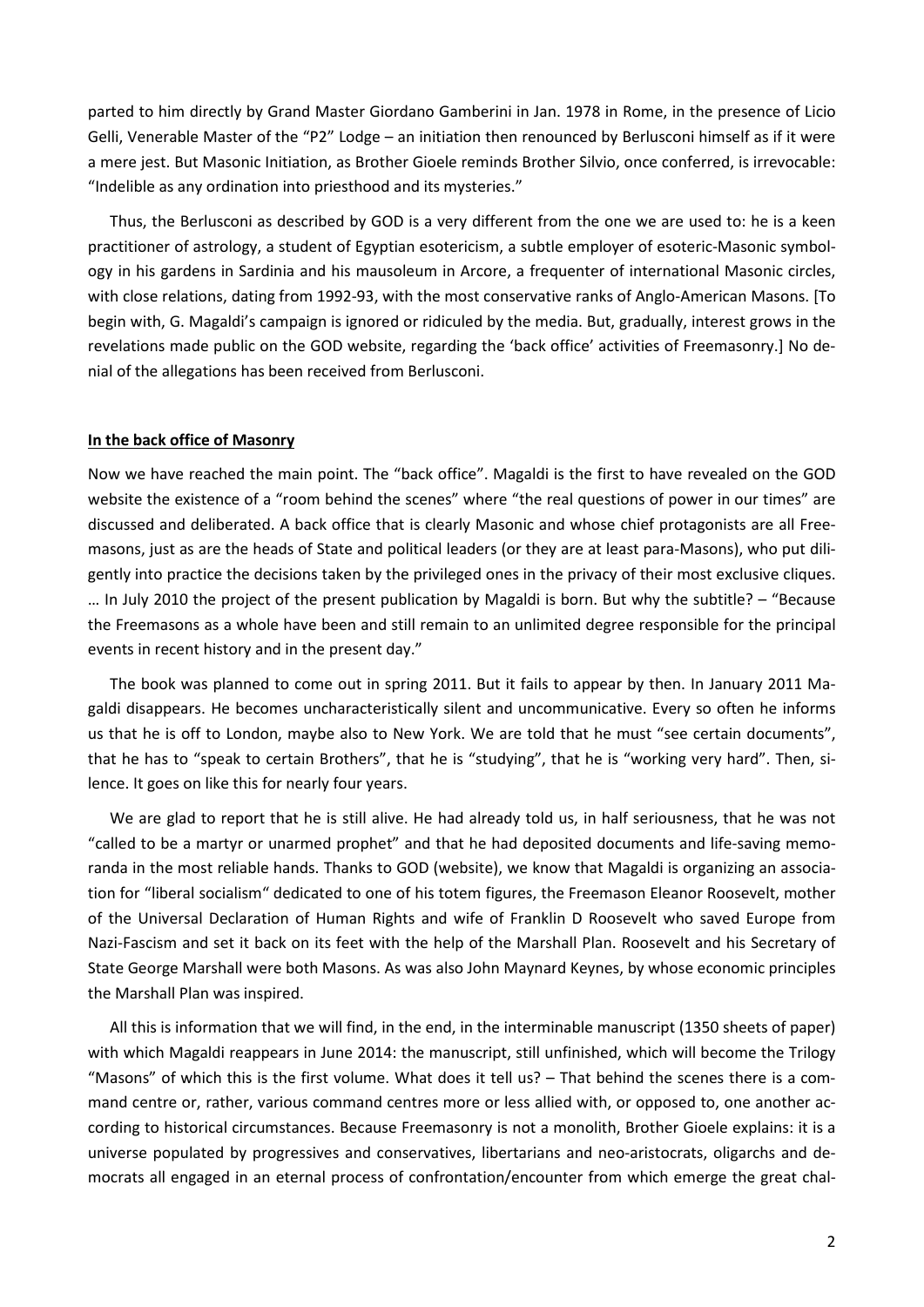parted to him directly by Grand Master Giordano Gamberini in Jan. 1978 in Rome, in the presence of Licio Gelli, Venerable Master of the "P2" Lodge – an initiation then renounced by Berlusconi himself as if it were a mere jest. But Masonic Initiation, as Brother Gioele reminds Brother Silvio, once conferred, is irrevocable: "Indelible as any ordination into priesthood and its mysteries."

Thus, the Berlusconi as described by GOD is a very different from the one we are used to: he is a keen practitioner of astrology, a student of Egyptian esotericism, a subtle employer of esoteric-Masonic symbology in his gardens in Sardinia and his mausoleum in Arcore, a frequenter of international Masonic circles, with close relations, dating from 1992-93, with the most conservative ranks of Anglo-American Masons. [To begin with, G. Magaldi's campaign is ignored or ridiculed by the media. But, gradually, interest grows in the revelations made public on the GOD website, regarding the 'back office' activities of Freemasonry.] No denial of the allegations has been received from Berlusconi.

**In the back office of Masonry**

Now we have reached the main point. The "back office". Magaldi is the first to have revealed on the GOD website the existence of a "room behind the scenes" where "the real questions of power in our times" are discussed and deliberated. A back office that is clearly Masonic and whose chief protagonists are all Freemasons, just as are the heads of State and political leaders (or they are at least para-Masons), who put diligently into practice the decisions taken by the privileged ones in the privacy of their most exclusive cliques. … In July 2010 the project of the present publication by Magaldi is born. But why the subtitle? – "Because the Freemasons as a whole have been and still remain to an unlimited degree responsible for the principal events in recent history and in the present day."

The book was planned to come out in spring 2011. But it fails to appear by then. In January 2011 Magaldi disappears. He becomes uncharacteristically silent and uncommunicative. Every so often he informs us that he is off to London, maybe also to New York. We are told that he must "see certain documents", that he has to "speak to certain Brothers", that he is "studying", that he is "working very hard". Then, silence. It goes on like this for nearly four years.

We are glad to report that he is still alive. He had already told us, in half seriousness, that he was not "called to be a martyr or unarmed prophet" and that he had deposited documents and life-saving memoranda in the most reliable hands. Thanks to GOD (website), we know that Magaldi is organizing an association for "liberal socialism" dedicated to one of his totem figures, the Freemason Eleanor Roosevelt, mother of the Universal Declaration of Human Rights and wife of Franklin D Roosevelt who saved Europe from Nazi-Fascism and set it back on its feet with the help of the Marshall Plan. Roosevelt and his Secretary of State George Marshall were both Masons. As was also John Maynard Keynes, by whose economic principles the Marshall Plan was inspired.

All this is information that we will find, in the end, in the interminable manuscript (1350 sheets of paper) with which Magaldi reappears in June 2014: the manuscript, still unfinished, which will become the Trilogy "Masons" of which this is the first volume. What does it tell us? – That behind the scenes there is a command centre or, rather, various command centres more or less allied with, or opposed to, one another according to historical circumstances. Because Freemasonry is not a monolith, Brother Gioele explains: it is a universe populated by progressives and conservatives, libertarians and neo-aristocrats, oligarchs and democrats all engaged in an eternal process of confrontation/encounter from which emerge the great chal-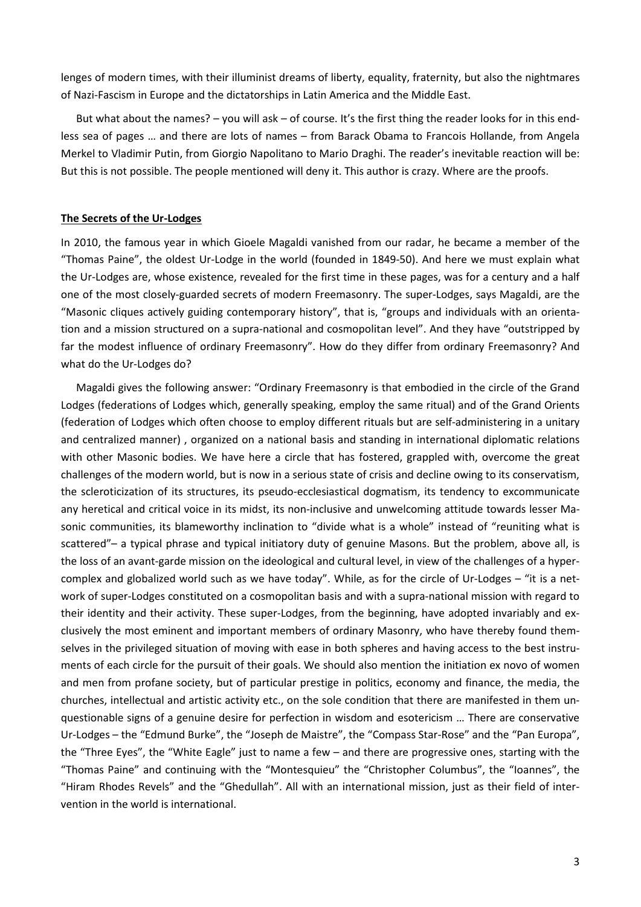lenges of modern times, with their illuminist dreams of liberty, equality, fraternity, but also the nightmares of Nazi-Fascism in Europe and the dictatorships in Latin America and the Middle East.

But what about the names? – you will ask – of course. It's the first thing the reader looks for in this endless sea of pages … and there are lots of names – from Barack Obama to Francois Hollande, from Angela Merkel to Vladimir Putin, from Giorgio Napolitano to Mario Draghi. The reader's inevitable reaction will be: But this is not possible. The people mentioned will deny it. This author is crazy. Where are the proofs.

## **The Secrets of the Ur-Lodges**

In 2010, the famous year in which Gioele Magaldi vanished from our radar, he became a member of the "Thomas Paine", the oldest Ur-Lodge in the world (founded in 1849-50). And here we must explain what the Ur-Lodges are, whose existence, revealed for the first time in these pages, was for a century and a half one of the most closely-guarded secrets of modern Freemasonry. The super-Lodges, says Magaldi, are the "Masonic cliques actively guiding contemporary history", that is, "groups and individuals with an orientation and a mission structured on a supra-national and cosmopolitan level". And they have "outstripped by far the modest influence of ordinary Freemasonry". How do they differ from ordinary Freemasonry? And what do the Ur-Lodges do?

Magaldi gives the following answer: "Ordinary Freemasonry is that embodied in the circle of the Grand Lodges (federations of Lodges which, generally speaking, employ the same ritual) and of the Grand Orients (federation of Lodges which often choose to employ different rituals but are self-administering in a unitary and centralized manner) , organized on a national basis and standing in international diplomatic relations with other Masonic bodies. We have here a circle that has fostered, grappled with, overcome the great challenges of the modern world, but is now in a serious state of crisis and decline owing to its conservatism, the scleroticization of its structures, its pseudo-ecclesiastical dogmatism, its tendency to excommunicate any heretical and critical voice in its midst, its non-inclusive and unwelcoming attitude towards lesser Masonic communities, its blameworthy inclination to "divide what is a whole" instead of "reuniting what is scattered"– a typical phrase and typical initiatory duty of genuine Masons. But the problem, above all, is the loss of an avant-garde mission on the ideological and cultural level, in view of the challenges of a hyper-complex and globalized world such as we have today". While, as for the circle of Ur-Lodges – "it is a network of super-Lodges constituted on a cosmopolitan basis and with a supra-national mission with regard to their identity and their activity. These super-Lodges, from the beginning, have adopted invariably and exclusively the most eminent and important members of ordinary Masonry, who have thereby found themselves in the privileged situation of moving with ease in both spheres and having access to the best instruments of each circle for the pursuit of their goals. We should also mention the initiation ex novo of women and men from profane society, but of particular prestige in politics, economy and finance, the media, the churches, intellectual and artistic activity etc., on the sole condition that there are manifested in them unquestionable signs of a genuine desire for perfection in wisdom and esotericism … There are conservative Ur-Lodges – the "Edmund Burke", the "Joseph de Maistre", the "Compass Star-Rose" and the "Pan Europa", the "Three Eyes", the "White Eagle" just to name a few – and there are progressive ones, starting with the "Thomas Paine" and continuing with the "Montesquieu" the "Christopher Columbus", the "Ioannes", the "Hiram Rhodes Revels" and the "Ghedullah". All with an international mission, just as their field of intervention in the world is international.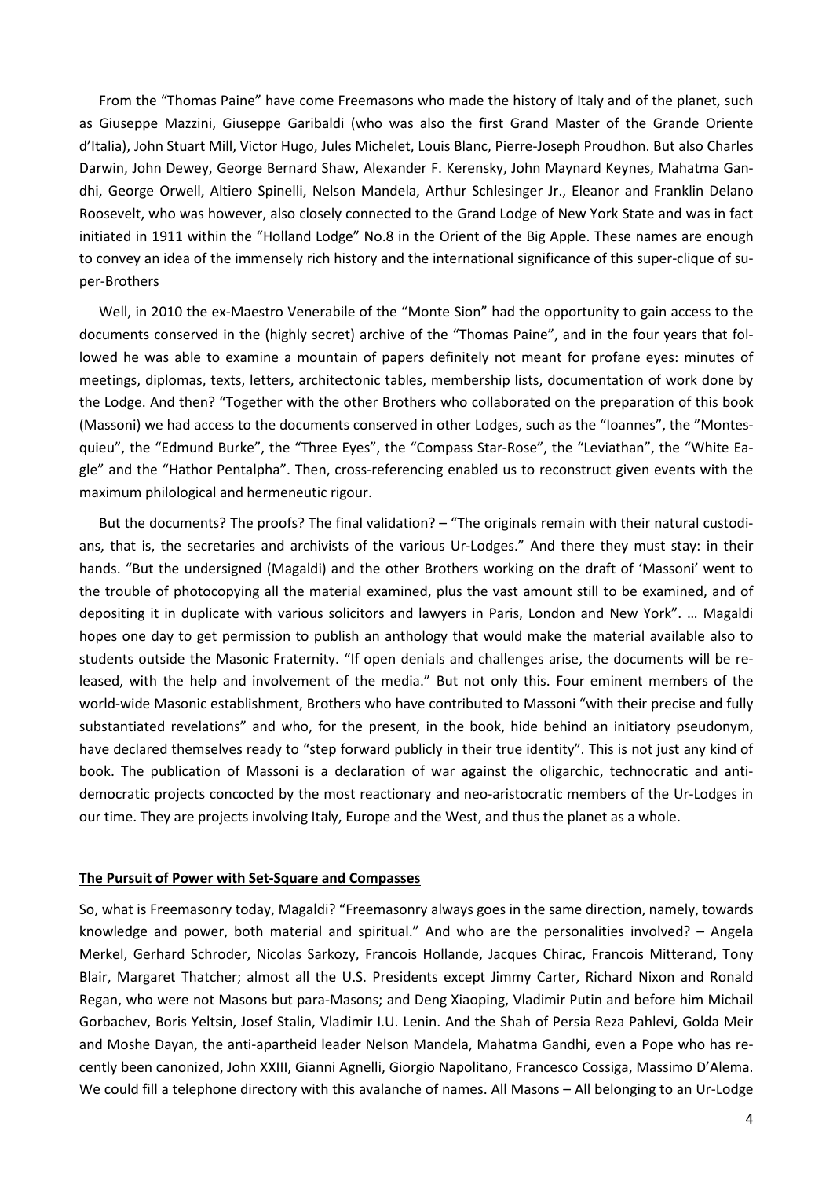From the "Thomas Paine" have come Freemasons who made the history of Italy and of the planet, such as Giuseppe Mazzini, Giuseppe Garibaldi (who was also the first Grand Master of the Grande Oriente d'Italia), John Stuart Mill, Victor Hugo, Jules Michelet, Louis Blanc, Pierre-Joseph Proudhon. But also Charles Darwin, John Dewey, George Bernard Shaw, Alexander F. Kerensky, John Maynard Keynes, Mahatma Gandhi, George Orwell, Altiero Spinelli, Nelson Mandela, Arthur Schlesinger Jr., Eleanor and Franklin Delano Roosevelt, who was however, also closely connected to the Grand Lodge of New York State and was in fact initiated in 1911 within the "Holland Lodge" No.8 in the Orient of the Big Apple. These names are enough to convey an idea of the immensely rich history and the international significance of this super-clique of super-Brothers

Well, in 2010 the ex-Maestro Venerabile of the "Monte Sion" had the opportunity to gain access to the documents conserved in the (highly secret) archive of the "Thomas Paine", and in the four years that followed he was able to examine a mountain of papers definitely not meant for profane eyes: minutes of meetings, diplomas, texts, letters, architectonic tables, membership lists, documentation of work done by the Lodge. And then? "Together with the other Brothers who collaborated on the preparation of this book (Massoni) we had access to the documents conserved in other Lodges, such as the "Ioannes", the "Montesquieu", the "Edmund Burke", the "Three Eyes", the "Compass Star-Rose", the "Leviathan", the "White Eagle" and the "Hathor Pentalpha". Then, cross-referencing enabled us to reconstruct given events with the maximum philological and hermeneutic rigour.

But the documents? The proofs? The final validation? – "The originals remain with their natural custodians, that is, the secretaries and archivists of the various Ur-Lodges." And there they must stay: in their hands. "But the undersigned (Magaldi) and the other Brothers working on the draft of 'Massoni' went to the trouble of photocopying all the material examined, plus the vast amount still to be examined, and of depositing it in duplicate with various solicitors and lawyers in Paris, London and New York". … Magaldi hopes one day to get permission to publish an anthology that would make the material available also to students outside the Masonic Fraternity. "If open denials and challenges arise, the documents will be released, with the help and involvement of the media." But not only this. Four eminent members of the world-wide Masonic establishment, Brothers who have contributed to Massoni "with their precise and fully substantiated revelations" and who, for the present, in the book, hide behind an initiatory pseudonym, have declared themselves ready to "step forward publicly in their true identity". This is not just any kind of book. The publication of Massoni is a declaration of war against the oligarchic, technocratic and anti-democratic projects concocted by the most reactionary and neo-aristocratic members of the Ur-Lodges in our time. They are projects involving Italy, Europe and the West, and thus the planet as a whole.

## **The Pursuit of Power with Set-Square and Compasses**

So, what is Freemasonry today, Magaldi? "Freemasonry always goes in the same direction, namely, towards knowledge and power, both material and spiritual." And who are the personalities involved? – Angela Merkel, Gerhard Schroder, Nicolas Sarkozy, Francois Hollande, Jacques Chirac, Francois Mitterand, Tony Blair, Margaret Thatcher; almost all the U.S. Presidents except Jimmy Carter, Richard Nixon and Ronald Regan, who were not Masons but para-Masons; and Deng Xiaoping, Vladimir Putin and before him Michail Gorbachev, Boris Yeltsin, Josef Stalin, Vladimir I.U. Lenin. And the Shah of Persia Reza Pahlevi, Golda Meir and Moshe Dayan, the anti-apartheid leader Nelson Mandela, Mahatma Gandhi, even a Pope who has recently been canonized, John XXIII, Gianni Agnelli, Giorgio Napolitano, Francesco Cossiga, Massimo D'Alema. We could fill a telephone directory with this avalanche of names. All Masons – All belonging to an Ur-Lodge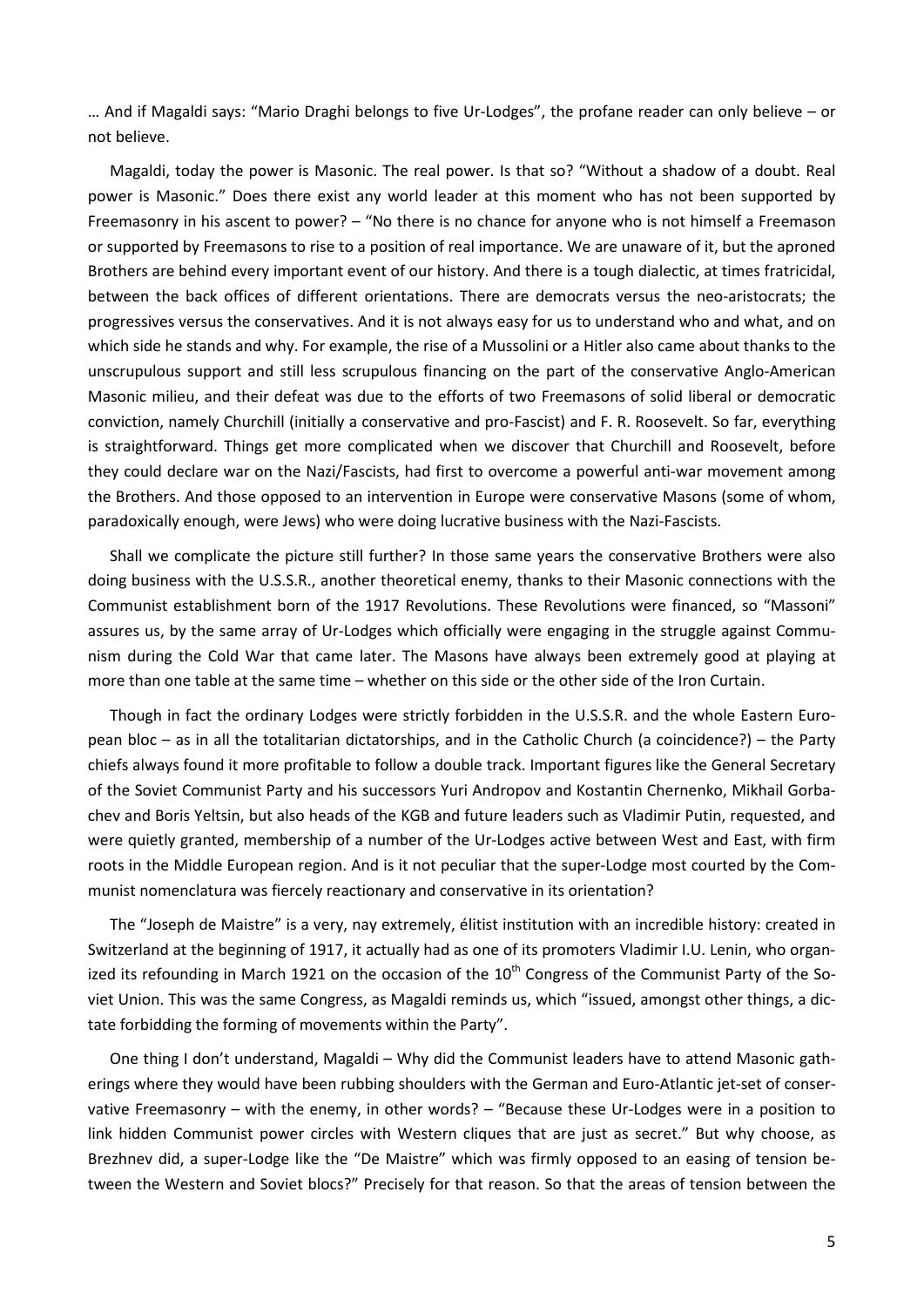… And if Magaldi says: "Mario Draghi belongs to five Ur-Lodges", the profane reader can only believe – or not believe.

Magaldi, today the power is Masonic. The real power. Is that so? "Without a shadow of a doubt. Real power is Masonic." Does there exist any world leader at this moment who has not been supported by Freemasonry in his ascent to power? – "No there is no chance for anyone who is not himself a Freemason or supported by Freemasons to rise to a position of real importance. We are unaware of it, but the aproned Brothers are behind every important event of our history. And there is a tough dialectic, at times fratricidal, between the back offices of different orientations. There are democrats versus the neo-aristocrats; the progressives versus the conservatives. And it is not always easy for us to understand who and what, and on which side he stands and why. For example, the rise of a Mussolini or a Hitler also came about thanks to the unscrupulous support and still less scrupulous financing on the part of the conservative Anglo-American Masonic milieu, and their defeat was due to the efforts of two Freemasons of solid liberal or democratic conviction, namely Churchill (initially a conservative and pro-Fascist) and F. R. Roosevelt. So far, everything is straightforward. Things get more complicated when we discover that Churchill and Roosevelt, before they could declare war on the Nazi/Fascists, had first to overcome a powerful anti-war movement among the Brothers. And those opposed to an intervention in Europe were conservative Masons (some of whom, paradoxically enough, were Jews) who were doing lucrative business with the Nazi-Fascists.

Shall we complicate the picture still further? In those same years the conservative Brothers were also doing business with the U.S.S.R., another theoretical enemy, thanks to their Masonic connections with the Communist establishment born of the 1917 Revolutions. These Revolutions were financed, so "Massoni" assures us, by the same array of Ur-Lodges which officially were engaging in the struggle against Communism during the Cold War that came later. The Masons have always been extremely good at playing at more than one table at the same time – whether on this side or the other side of the Iron Curtain.

Though in fact the ordinary Lodges were strictly forbidden in the U.S.S.R. and the whole Eastern European bloc – as in all the totalitarian dictatorships, and in the Catholic Church (a coincidence?) – the Party chiefs always found it more profitable to follow a double track. Important figures like the General Secretary of the Soviet Communist Party and his successors Yuri Andropov and Kostantin Chernenko, Mikhail Gorbachev and Boris Yeltsin, but also heads of the KGB and future leaders such as Vladimir Putin, requested, and were quietly granted, membership of a number of the Ur-Lodges active between West and East, with firm roots in the Middle European region. And is it not peculiar that the super-Lodge most courted by the Communist nomenclatura was fiercely reactionary and conservative in its orientation?

The "Joseph de Maistre" is a very, nay extremely, élitist institution with an incredible history: created in Switzerland at the beginning of 1917, it actually had as one of its promoters Vladimir I.U. Lenin, who organized its refounding in March 1921 on the occasion of the 10th Congress of the Communist Party of the Soviet Union. This was the same Congress, as Magaldi reminds us, which "issued, amongst other things, a dictate forbidding the forming of movements within the Party".

One thing I don't understand, Magaldi – Why did the Communist leaders have to attend Masonic gatherings where they would have been rubbing shoulders with the German and Euro-Atlantic jet-set of conservative Freemasonry – with the enemy, in other words? – "Because these Ur-Lodges were in a position to link hidden Communist power circles with Western cliques that are just as secret." But why choose, as Brezhnev did, a super-Lodge like the "De Maistre" which was firmly opposed to an easing of tension between the Western and Soviet blocs?" Precisely for that reason. So that the areas of tension between the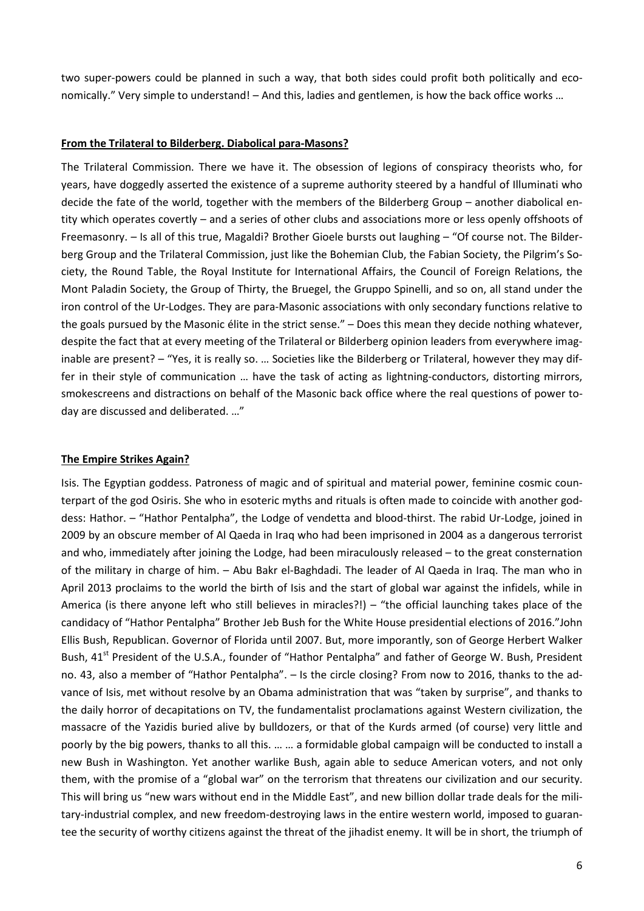two super-powers could be planned in such a way, that both sides could profit both politically and economically." Very simple to understand! – And this, ladies and gentlemen, is how the back office works …

**From the Trilateral to Bilderberg. Diabolical para-Masons?**

The Trilateral Commission. There we have it. The obsession of legions of conspiracy theorists who, for years, have doggedly asserted the existence of a supreme authority steered by a handful of Illuminati who decide the fate of the world, together with the members of the Bilderberg Group – another diabolical entity which operates covertly – and a series of other clubs and associations more or less openly offshoots of Freemasonry. – Is all of this true, Magaldi? Brother Gioele bursts out laughing – "Of course not. The Bilderberg Group and the Trilateral Commission, just like the Bohemian Club, the Fabian Society, the Pilgrim's Society, the Round Table, the Royal Institute for International Affairs, the Council of Foreign Relations, the Mont Paladin Society, the Group of Thirty, the Bruegel, the Gruppo Spinelli, and so on, all stand under the iron control of the Ur-Lodges. They are para-Masonic associations with only secondary functions relative to the goals pursued by the Masonic élite in the strict sense." – Does this mean they decide nothing whatever, despite the fact that at every meeting of the Trilateral or Bilderberg opinion leaders from everywhere imaginable are present? – "Yes, it is really so. … Societies like the Bilderberg or Trilateral, however they may differ in their style of communication … have the task of acting as lightning-conductors, distorting mirrors, smokescreens and distractions on behalf of the Masonic back office where the real questions of power today are discussed and deliberated. …"

**The Empire Strikes Again?**

Isis. The Egyptian goddess. Patroness of magic and of spiritual and material power, feminine cosmic counterpart of the god Osiris. She who in esoteric myths and rituals is often made to coincide with another goddess: Hathor. – "Hathor Pentalpha", the Lodge of vendetta and blood-thirst. The rabid Ur-Lodge, joined in 2009 by an obscure member of Al Qaeda in Iraq who had been imprisoned in 2004 as a dangerous terrorist and who, immediately after joining the Lodge, had been miraculously released – to the great consternation of the military in charge of him. – Abu Bakr el-Baghdadi. The leader of Al Qaeda in Iraq. The man who in April 2013 proclaims to the world the birth of Isis and the start of global war against the infidels, while in America (is there anyone left who still believes in miracles?!) – "the official launching takes place of the candidacy of "Hathor Pentalpha" Brother Jeb Bush for the White House presidential elections of 2016."John Ellis Bush, Republican. Governor of Florida until 2007. But, more imporantly, son of George Herbert Walker Bush, 41st President of the U.S.A., founder of "Hathor Pentalpha" and father of George W. Bush, President no. 43, also a member of "Hathor Pentalpha". – Is the circle closing? From now to 2016, thanks to the advance of Isis, met without resolve by an Obama administration that was "taken by surprise", and thanks to the daily horror of decapitations on TV, the fundamentalist proclamations against Western civilization, the massacre of the Yazidis buried alive by bulldozers, or that of the Kurds armed (of course) very little and poorly by the big powers, thanks to all this. … … a formidable global campaign will be conducted to install a new Bush in Washington. Yet another warlike Bush, again able to seduce American voters, and not only them, with the promise of a "global war" on the terrorism that threatens our civilization and our security. This will bring us "new wars without end in the Middle East", and new billion dollar trade deals for the military-industrial complex, and new freedom-destroying laws in the entire western world, imposed to guarantee the security of worthy citizens against the threat of the jihadist enemy. It will be in short, the triumph of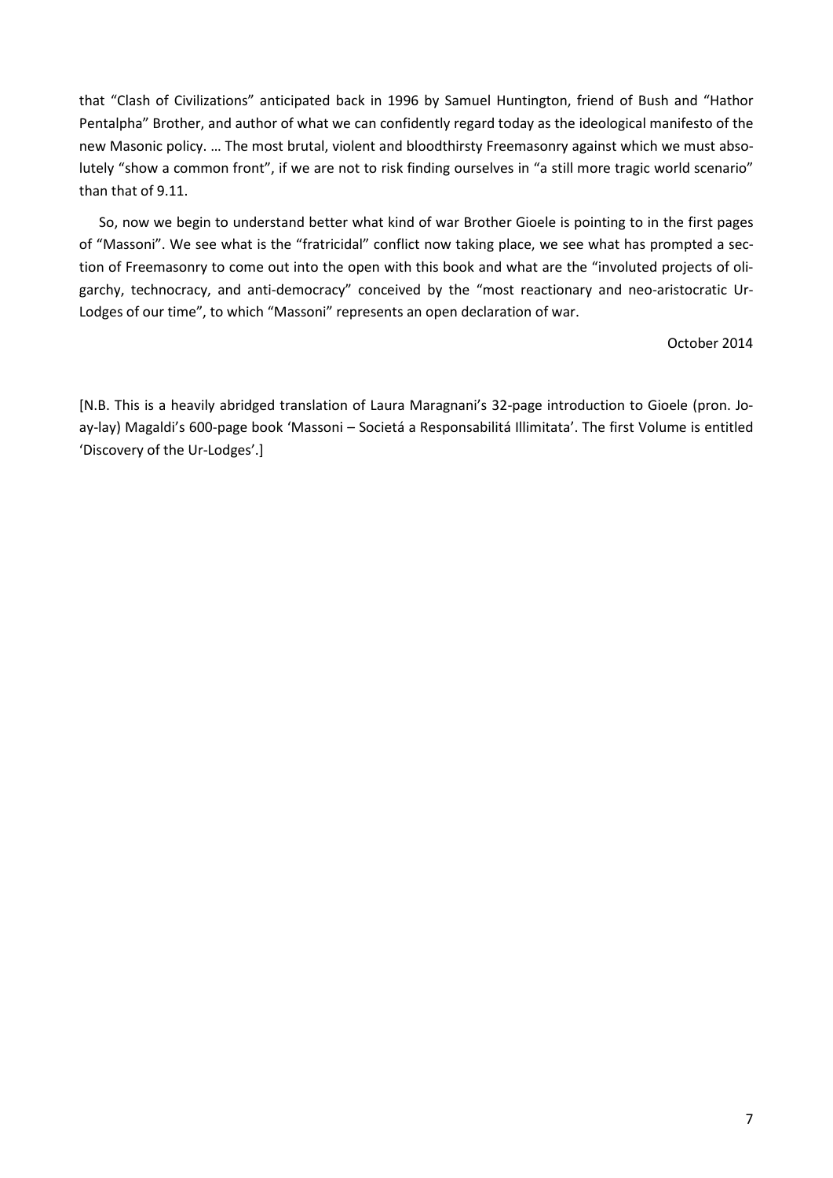that "Clash of Civilizations" anticipated back in 1996 by Samuel Huntington, friend of Bush and "Hathor Pentalpha" Brother, and author of what we can confidently regard today as the ideological manifesto of the new Masonic policy. … The most brutal, violent and bloodthirsty Freemasonry against which we must absolutely "show a common front", if we are not to risk finding ourselves in "a still more tragic world scenario" than that of 9.11.

So, now we begin to understand better what kind of war Brother Gioele is pointing to in the first pages of "Massoni". We see what is the "fratricidal" conflict now taking place, we see what has prompted a section of Freemasonry to come out into the open with this book and what are the "involuted projects of oligarchy, technocracy, and anti-democracy" conceived by the "most reactionary and neo-aristocratic Ur-Lodges of our time", to which "Massoni" represents an open declaration of war.

October 2014

[N.B. This is a heavily abridged translation of Laura Maragnani's 32-page introduction to Gioele (pron. Jo-ay-lay) Magaldi's 600-page book 'Massoni – Societá a Responsabilitá Illimitata'. The first Volume is entitled 'Discovery of the Ur-Lodges'.]